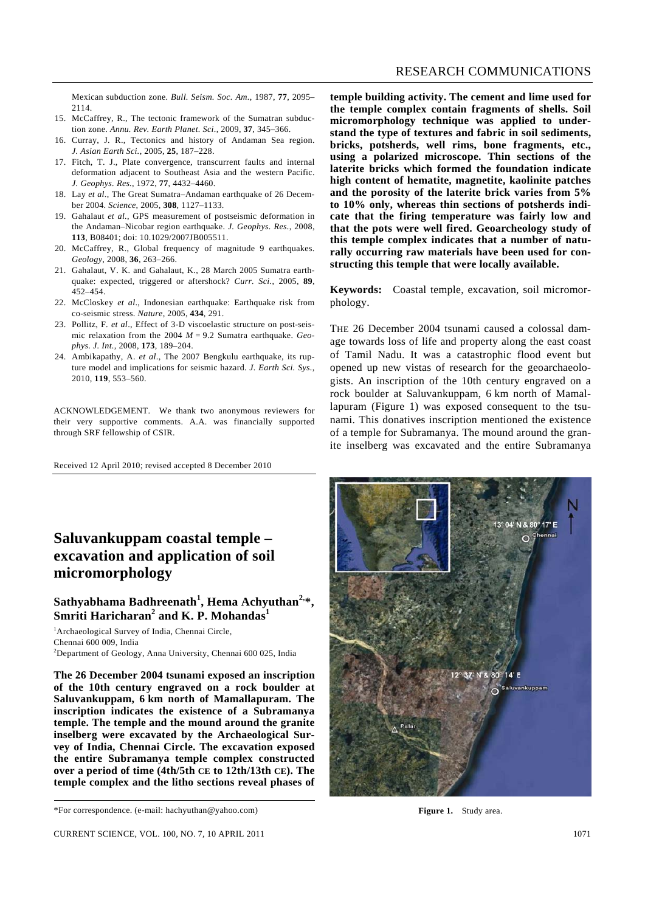Mexican subduction zone. *Bull. Seism. Soc. Am.*, 1987, **77**, 2095–2114.

15. McCaffrey, R., The tectonic framework of the Sumatran subduction zone. *Annu. Rev. Earth Planet. Sci.*, 2009, **37**, 345–366.
16. Curray, J. R., Tectonics and history of Andaman Sea region. *J. Asian Earth Sci.*, 2005, **25**, 187–228.
17. Fitch, T. J., Plate convergence, transcurrent faults and internal deformation adjacent to Southeast Asia and the western Pacific. *J. Geophys. Res.*, 1972, **77**, 4432–4460.
18. Lay *et al.*, The Great Sumatra–Andaman earthquake of 26 December 2004. *Science*, 2005, **308**, 1127–1133.
19. Gahalaut *et al.*, GPS measurement of postseismic deformation in the Andaman–Nicobar region earthquake. *J. Geophys. Res.*, 2008, **113**, B08401; doi: 10.1029/2007JB005511.
20. McCaffrey, R., Global frequency of magnitude 9 earthquakes. *Geology*, 2008, **36**, 263–266.
21. Gahalaut, V. K. and Gahalaut, K., 28 March 2005 Sumatra earthquake: expected, triggered or aftershock? *Curr. Sci.*, 2005, **89**, 452–454.
22. McCloskey *et al.*, Indonesian earthquake: Earthquake risk from co-seismic stress. *Nature*, 2005, **434**, 291.
23. Pollitz, F. *et al.*, Effect of 3-D viscoelastic structure on post-seismic relaxation from the 2004 $M = 9.2$ Sumatra earthquake. *Geophys. J. Int.*, 2008, **173**, 189–204.
24. Ambikapathy, A. *et al.*, The 2007 Bengkulu earthquake, its rupture model and implications for seismic hazard. *J. Earth Sci. Sys.*, 2010, **119**, 553–560.

ACKNOWLEDGEMENT. We thank two anonymous reviewers for their very supportive comments. A.A. was financially supported through SRF fellowship of CSIR.

Received 12 April 2010; revised accepted 8 December 2010

# Saluvankuppam coastal temple – excavation and application of soil micromorphology

**Sathyabhama Badhreenath[1], Hema Achyuthan[2,*], Smriti Haricharan[2] and K. P. Mohandas[1]**

[1]Archaeological Survey of India, Chennai Circle, Chennai 600 009, India
[2]Department of Geology, Anna University, Chennai 600 025, India

**The 26 December 2004 tsunami exposed an inscription of the 10th century engraved on a rock boulder at Saluvankuppam, 6 km north of Mamallapuram. The inscription indicates the existence of a Subramanya temple. The temple and the mound around the granite inselberg were excavated by the Archaeological Survey of India, Chennai Circle. The excavation exposed the entire Subramanya temple complex constructed over a period of time (4th/5th CE to 12th/13th CE). The temple complex and the litho sections reveal phases of temple building activity. The cement and lime used for the temple complex contain fragments of shells. Soil micromorphology technique was applied to understand the type of textures and fabric in soil sediments, bricks, potsherds, well rims, bone fragments, etc., using a polarized microscope. Thin sections of the laterite bricks which formed the foundation indicate high content of hematite, magnetite, kaolinite patches and the porosity of the laterite brick varies from 5% to 10% only, whereas thin sections of potsherds indicate that the firing temperature was fairly low and that the pots were well fired. Geoarcheology study of this temple complex indicates that a number of naturally occurring raw materials have been used for constructing this temple that were locally available.**

\*For correspondence. (e-mail: hachyuthan@yahoo.com)

**Keywords:** Coastal temple, excavation, soil micromorphology.

THE 26 December 2004 tsunami caused a colossal damage towards loss of life and property along the east coast of Tamil Nadu. It was a catastrophic flood event but opened up new vistas of research for the geoarchaeologists. An inscription of the 10th century engraved on a rock boulder at Saluvankuppam, 6 km north of Mamallapuram (Figure 1) was exposed consequent to the tsunami. This donatives inscription mentioned the existence of a temple for Subramanya. The mound around the granite inselberg was excavated and the entire Subramanya

**Figure 1.** Study area.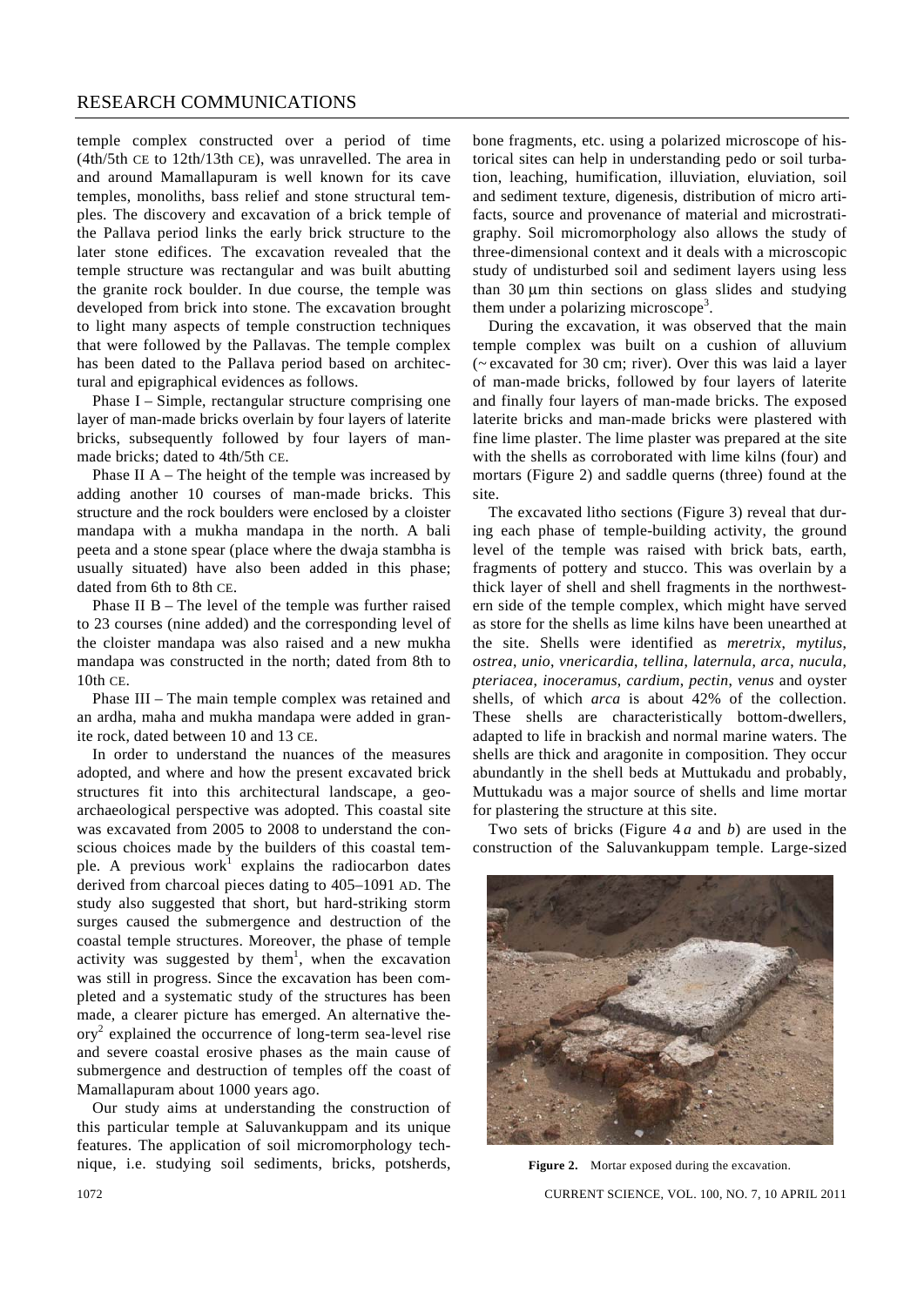temple complex constructed over a period of time (4th/5th CE to 12th/13th CE), was unravelled. The area in and around Mamallapuram is well known for its cave temples, monoliths, bass relief and stone structural temples. The discovery and excavation of a brick temple of the Pallava period links the early brick structure to the later stone edifices. The excavation revealed that the temple structure was rectangular and was built abutting the granite rock boulder. In due course, the temple was developed from brick into stone. The excavation brought to light many aspects of temple construction techniques that were followed by the Pallavas. The temple complex has been dated to the Pallava period based on architectural and epigraphical evidences as follows.

Phase I – Simple, rectangular structure comprising one layer of man-made bricks overlain by four layers of laterite bricks, subsequently followed by four layers of man-made bricks; dated to 4th/5th CE.

Phase II A – The height of the temple was increased by adding another 10 courses of man-made bricks. This structure and the rock boulders were enclosed by a cloister mandapa with a mukha mandapa in the north. A bali peeta and a stone spear (place where the dwaja stambha is usually situated) have also been added in this phase; dated from 6th to 8th CE.

Phase II B – The level of the temple was further raised to 23 courses (nine added) and the corresponding level of the cloister mandapa was also raised and a new mukha mandapa was constructed in the north; dated from 8th to 10th CE.

Phase III – The main temple complex was retained and an ardha, maha and mukha mandapa were added in granite rock, dated between 10 and 13 CE.

In order to understand the nuances of the measures adopted, and where and how the present excavated brick structures fit into this architectural landscape, a geo-archaeological perspective was adopted. This coastal site was excavated from 2005 to 2008 to understand the conscious choices made by the builders of this coastal temple. A previous work[1] explains the radiocarbon dates derived from charcoal pieces dating to 405–1091 AD. The study also suggested that short, but hard-striking storm surges caused the submergence and destruction of the coastal temple structures. Moreover, the phase of temple activity was suggested by them[1], when the excavation was still in progress. Since the excavation has been completed and a systematic study of the structures has been made, a clearer picture has emerged. An alternative theory[2] explained the occurrence of long-term sea-level rise and severe coastal erosive phases as the main cause of submergence and destruction of temples off the coast of Mamallapuram about 1000 years ago.

Our study aims at understanding the construction of this particular temple at Saluvankuppam and its unique features. The application of soil micromorphology technique, i.e. studying soil sediments, bricks, potsherds, bone fragments, etc. using a polarized microscope of historical sites can help in understanding pedo or soil turbation, leaching, humification, illuviation, eluviation, soil and sediment texture, digenesis, distribution of micro artifacts, source and provenance of material and microstratigraphy. Soil micromorphology also allows the study of three-dimensional context and it deals with a microscopic study of undisturbed soil and sediment layers using less than 30 μm thin sections on glass slides and studying them under a polarizing microscope[3].

During the excavation, it was observed that the main temple complex was built on a cushion of alluvium (~ excavated for 30 cm; river). Over this was laid a layer of man-made bricks, followed by four layers of laterite and finally four layers of man-made bricks. The exposed laterite bricks and man-made bricks were plastered with fine lime plaster. The lime plaster was prepared at the site with the shells as corroborated with lime kilns (four) and mortars (Figure 2) and saddle querns (three) found at the site.

The excavated litho sections (Figure 3) reveal that during each phase of temple-building activity, the ground level of the temple was raised with brick bats, earth, fragments of pottery and stucco. This was overlain by a thick layer of shell and shell fragments in the northwestern side of the temple complex, which might have served as store for the shells as lime kilns have been unearthed at the site. Shells were identified as *meretrix*, *mytilus*, *ostrea*, *unio*, *vnericardia*, *tellina*, *laternula*, *arca*, *nucula*, *pteriacea*, *inoceramus*, *cardium*, *pectin*, *venus* and oyster shells, of which *arca* is about 42% of the collection. These shells are characteristically bottom-dwellers, adapted to life in brackish and normal marine waters. The shells are thick and aragonite in composition. They occur abundantly in the shell beds at Muttukadu and probably, Muttukadu was a major source of shells and lime mortar for plastering the structure at this site.

Two sets of bricks (Figure 4 *a* and *b*) are used in the construction of the Saluvankuppam temple. Large-sized

**Figure 2.** Mortar exposed during the excavation.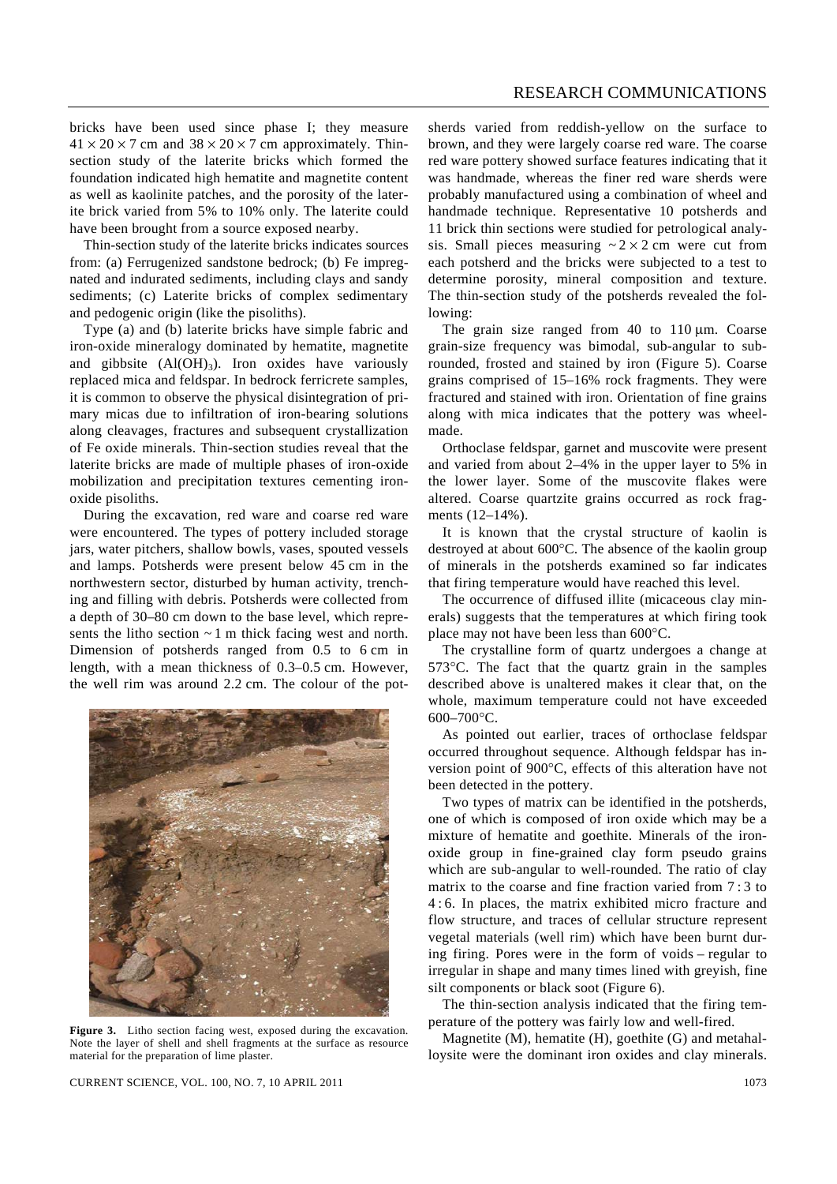bricks have been used since phase I; they measure $41 \times 20 \times 7$ cm and $38 \times 20 \times 7$ cm approximately. Thin-section study of the laterite bricks which formed the foundation indicated high hematite and magnetite content as well as kaolinite patches, and the porosity of the laterite brick varied from 5% to 10% only. The laterite could have been brought from a source exposed nearby.

Thin-section study of the laterite bricks indicates sources from: (a) Ferrugenized sandstone bedrock; (b) Fe impregnated and indurated sediments, including clays and sandy sediments; (c) Laterite bricks of complex sedimentary and pedogenic origin (like the pisoliths).

Type (a) and (b) laterite bricks have simple fabric and iron-oxide mineralogy dominated by hematite, magnetite and gibbsite ($Al(OH)_3$). Iron oxides have variously replaced mica and feldspar. In bedrock ferricrete samples, it is common to observe the physical disintegration of primary micas due to infiltration of iron-bearing solutions along cleavages, fractures and subsequent crystallization of Fe oxide minerals. Thin-section studies reveal that the laterite bricks are made of multiple phases of iron-oxide mobilization and precipitation textures cementing iron-oxide pisoliths.

During the excavation, red ware and coarse red ware were encountered. The types of pottery included storage jars, water pitchers, shallow bowls, vases, spouted vessels and lamps. Potsherds were present below 45 cm in the northwestern sector, disturbed by human activity, trenching and filling with debris. Potsherds were collected from a depth of 30–80 cm down to the base level, which represents the litho section ~ 1 m thick facing west and north. Dimension of potsherds ranged from 0.5 to 6 cm in length, with a mean thickness of 0.3–0.5 cm. However, the well rim was around 2.2 cm. The colour of the potsherds varied from reddish-yellow on the surface to brown, and they were largely coarse red ware. The coarse red ware pottery showed surface features indicating that it was handmade, whereas the finer red ware sherds were probably manufactured using a combination of wheel and handmade technique. Representative 10 potsherds and 11 brick thin sections were studied for petrological analysis. Small pieces measuring $\sim 2 \times 2$ cm were cut from each potsherd and the bricks were subjected to a test to determine porosity, mineral composition and texture. The thin-section study of the potsherds revealed the following:

**Figure 3.** Litho section facing west, exposed during the excavation. Note the layer of shell and shell fragments at the surface as resource material for the preparation of lime plaster.

The grain size ranged from 40 to 110 μm. Coarse grain-size frequency was bimodal, sub-angular to sub-rounded, frosted and stained by iron (Figure 5). Coarse grains comprised of 15–16% rock fragments. They were fractured and stained with iron. Orientation of fine grains along with mica indicates that the pottery was wheel-made.

Orthoclase feldspar, garnet and muscovite were present and varied from about 2–4% in the upper layer to 5% in the lower layer. Some of the muscovite flakes were altered. Coarse quartzite grains occurred as rock fragments (12–14%).

It is known that the crystal structure of kaolin is destroyed at about 600°C. The absence of the kaolin group of minerals in the potsherds examined so far indicates that firing temperature would have reached this level.

The occurrence of diffused illite (micaceous clay minerals) suggests that the temperatures at which firing took place may not have been less than 600°C.

The crystalline form of quartz undergoes a change at 573°C. The fact that the quartz grain in the samples described above is unaltered makes it clear that, on the whole, maximum temperature could not have exceeded 600–700°C.

As pointed out earlier, traces of orthoclase feldspar occurred throughout sequence. Although feldspar has inversion point of 900°C, effects of this alteration have not been detected in the pottery.

Two types of matrix can be identified in the potsherds, one of which is composed of iron oxide which may be a mixture of hematite and goethite. Minerals of the iron-oxide group in fine-grained clay form pseudo grains which are sub-angular to well-rounded. The ratio of clay matrix to the coarse and fine fraction varied from 7 : 3 to 4 : 6. In places, the matrix exhibited micro fracture and flow structure, and traces of cellular structure represent vegetal materials (well rim) which have been burnt during firing. Pores were in the form of voids – regular to irregular in shape and many times lined with greyish, fine silt components or black soot (Figure 6).

The thin-section analysis indicated that the firing temperature of the pottery was fairly low and well-fired.

Magnetite (M), hematite (H), goethite (G) and metahalloysite were the dominant iron oxides and clay minerals.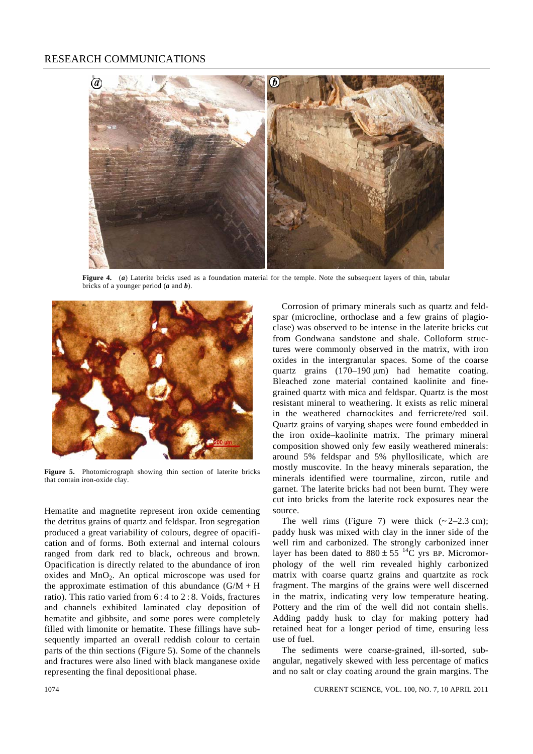**Figure 4.** (***a***) Laterite bricks used as a foundation material for the temple. Note the subsequent layers of thin, tabular bricks of a younger period (***a*** and ***b***).

**Figure 5.** Photomicrograph showing thin section of laterite bricks that contain iron-oxide clay.

Hematite and magnetite represent iron oxide cementing the detritus grains of quartz and feldspar. Iron segregation produced a great variability of colours, degree of opacification and of forms. Both external and internal colours ranged from dark red to black, ochreous and brown. Opacification is directly related to the abundance of iron oxides and $MnO_2$. An optical microscope was used for the approximate estimation of this abundance (G/M + H ratio). This ratio varied from 6 : 4 to 2 : 8. Voids, fractures and channels exhibited laminated clay deposition of hematite and gibbsite, and some pores were completely filled with limonite or hematite. These fillings have subsequently imparted an overall reddish colour to certain parts of the thin sections (Figure 5). Some of the channels and fractures were also lined with black manganese oxide representing the final depositional phase.

Corrosion of primary minerals such as quartz and feldspar (microcline, orthoclase and a few grains of plagioclase) was observed to be intense in the laterite bricks cut from Gondwana sandstone and shale. Colloform structures were commonly observed in the matrix, with iron oxides in the intergranular spaces. Some of the coarse quartz grains (170–190 μm) had hematite coating. Bleached zone material contained kaolinite and fine-grained quartz with mica and feldspar. Quartz is the most resistant mineral to weathering. It exists as relic mineral in the weathered charnockites and ferricrete/red soil. Quartz grains of varying shapes were found embedded in the iron oxide–kaolinite matrix. The primary mineral composition showed only few easily weathered minerals: around 5% feldspar and 5% phyllosilicate, which are mostly muscovite. In the heavy minerals separation, the minerals identified were tourmaline, zircon, rutile and garnet. The laterite bricks had not been burnt. They were cut into bricks from the laterite rock exposures near the source.

The well rims (Figure 7) were thick (~ 2–2.3 cm); paddy husk was mixed with clay in the inner side of the well rim and carbonized. The strongly carbonized inner layer has been dated to $880 \pm 55$ $^{14}C$ yrs BP. Micromorphology of the well rim revealed highly carbonized matrix with coarse quartz grains and quartzite as rock fragment. The margins of the grains were well discerned in the matrix, indicating very low temperature heating. Pottery and the rim of the well did not contain shells. Adding paddy husk to clay for making pottery had retained heat for a longer period of time, ensuring less use of fuel.

The sediments were coarse-grained, ill-sorted, sub-angular, negatively skewed with less percentage of mafics and no salt or clay coating around the grain margins. The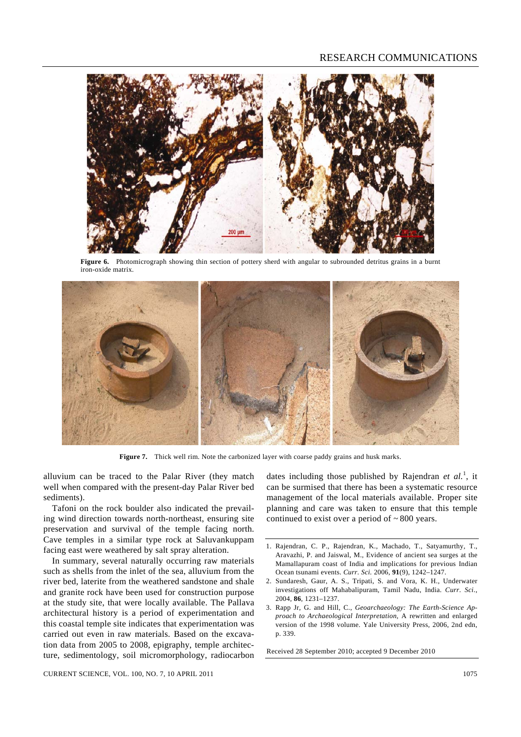Figure 6. Photomicrograph showing thin section of pottery sherd with angular to subrounded detritus grains in a burnt iron-oxide matrix.

Figure 7. Thick well rim. Note the carbonized layer with coarse paddy grains and husk marks.

alluvium can be traced to the Palar River (they match well when compared with the present-day Palar River bed sediments).

Tafoni on the rock boulder also indicated the prevailing wind direction towards north-northeast, ensuring site preservation and survival of the temple facing north. Cave temples in a similar type rock at Saluvankuppam facing east were weathered by salt spray alteration.

In summary, several naturally occurring raw materials such as shells from the inlet of the sea, alluvium from the river bed, laterite from the weathered sandstone and shale and granite rock have been used for construction purpose at the study site, that were locally available. The Pallava architectural history is a period of experimentation and this coastal temple site indicates that experimentation was carried out even in raw materials. Based on the excavation data from 2005 to 2008, epigraphy, temple architecture, sedimentology, soil micromorphology, radiocarbon dates including those published by Rajendran *et al.*[1], it can be surmised that there has been a systematic resource management of the local materials available. Proper site planning and care was taken to ensure that this temple continued to exist over a period of ~ 800 years.

1. Rajendran, C. P., Rajendran, K., Machado, T., Satyamurthy, T., Aravazhi, P. and Jaiswal, M., Evidence of ancient sea surges at the Mamallapuram coast of India and implications for previous Indian Ocean tsunami events. *Curr. Sci.* 2006, **91**(9), 1242–1247.
2. Sundaresh, Gaur, A. S., Tripati, S. and Vora, K. H., Underwater investigations off Mahabalipuram, Tamil Nadu, India. *Curr. Sci.*, 2004, **86**, 1231–1237.
3. Rapp Jr, G. and Hill, C., *Geoarchaeology: The Earth-Science Approach to Archaeological Interpretation*, A rewritten and enlarged version of the 1998 volume. Yale University Press, 2006, 2nd edn, p. 339.

Received 28 September 2010; accepted 9 December 2010